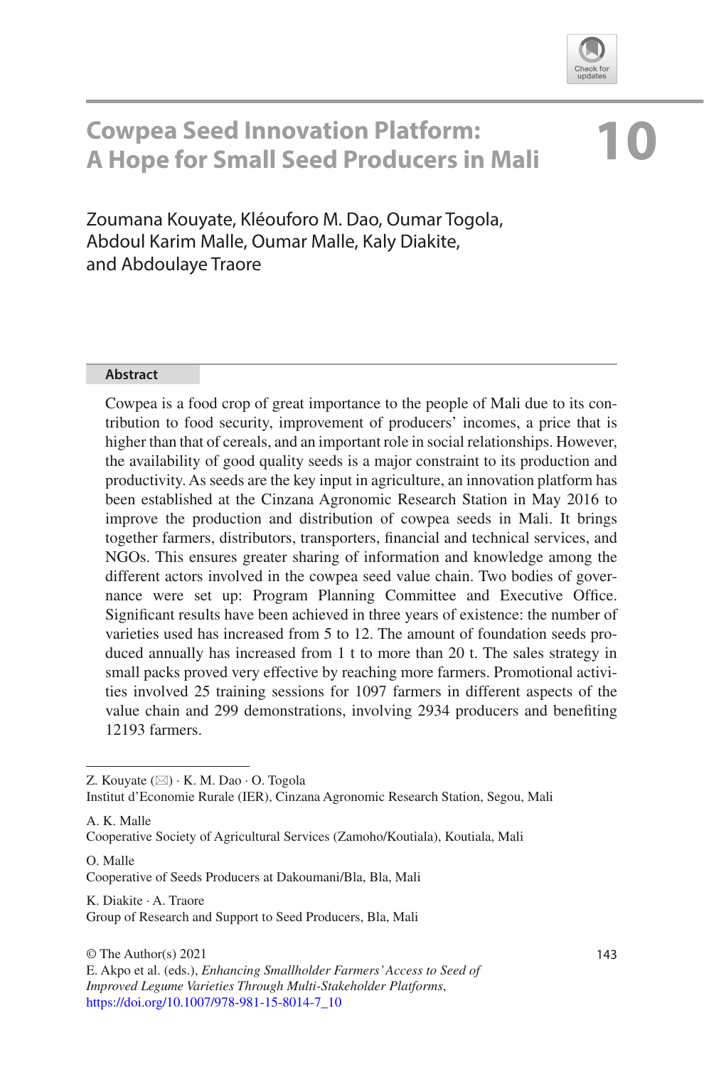# 10 Cowpea Seed Innovation Platform: A Hope for Small Seed Producers in Mali

Zoumana Kouyate, Kléouforo M. Dao, Oumar Togola, Abdoul Karim Malle, Oumar Malle, Kaly Diakite, and Abdoulaye Traore

## Abstract

Cowpea is a food crop of great importance to the people of Mali due to its contribution to food security, improvement of producers' incomes, a price that is higher than that of cereals, and an important role in social relationships. However, the availability of good quality seeds is a major constraint to its production and productivity. As seeds are the key input in agriculture, an innovation platform has been established at the Cinzana Agronomic Research Station in May 2016 to improve the production and distribution of cowpea seeds in Mali. It brings together farmers, distributors, transporters, financial and technical services, and NGOs. This ensures greater sharing of information and knowledge among the different actors involved in the cowpea seed value chain. Two bodies of governance were set up: Program Planning Committee and Executive Office. Significant results have been achieved in three years of existence: the number of varieties used has increased from 5 to 12. The amount of foundation seeds produced annually has increased from 1 t to more than 20 t. The sales strategy in small packs proved very effective by reaching more farmers. Promotional activities involved 25 training sessions for 1097 farmers in different aspects of the value chain and 299 demonstrations, involving 2934 producers and benefiting 12193 farmers.

---

Z. Kouyate (✉) · K. M. Dao · O. Togola
Institut d'Economie Rurale (IER), Cinzana Agronomic Research Station, Segou, Mali

A. K. Malle
Cooperative Society of Agricultural Services (Zamoho/Koutiala), Koutiala, Mali

O. Malle
Cooperative of Seeds Producers at Dakoumani/Bla, Bla, Mali

K. Diakite · A. Traore
Group of Research and Support to Seed Producers, Bla, Mali

© The Author(s) 2021
E. Akpo et al. (eds.), *Enhancing Smallholder Farmers' Access to Seed of Improved Legume Varieties Through Multi-Stakeholder Platforms*,
https://doi.org/10.1007/978-981-15-8014-7_10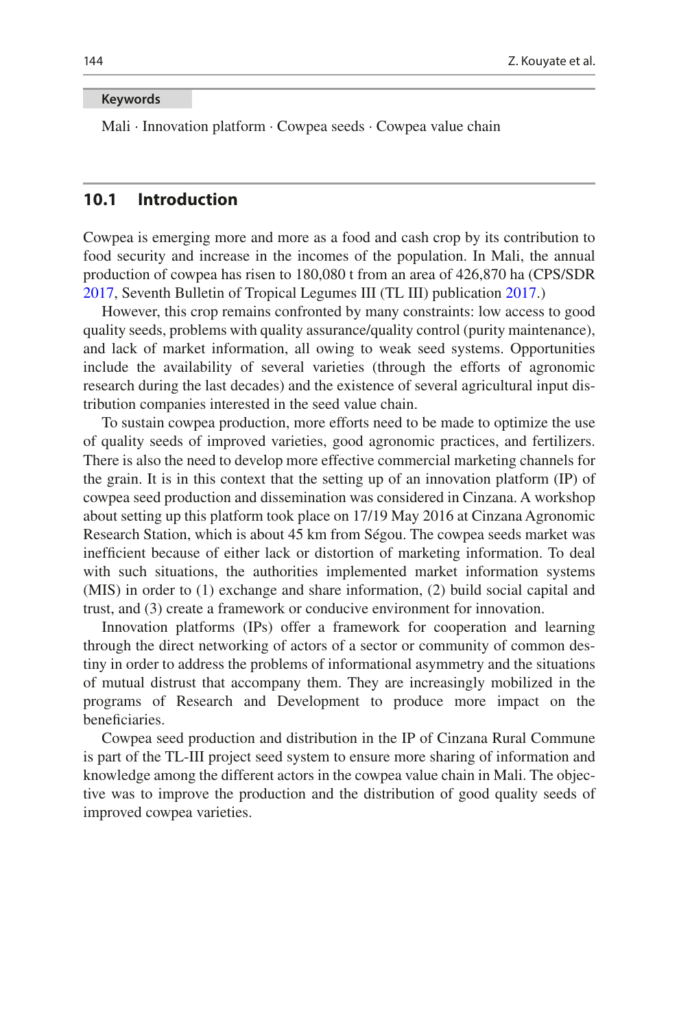**Keywords**

Mali · Innovation platform · Cowpea seeds · Cowpea value chain

## 10.1 Introduction

Cowpea is emerging more and more as a food and cash crop by its contribution to food security and increase in the incomes of the population. In Mali, the annual production of cowpea has risen to 180,080 t from an area of 426,870 ha (CPS/SDR 2017, Seventh Bulletin of Tropical Legumes III (TL III) publication 2017.)

However, this crop remains confronted by many constraints: low access to good quality seeds, problems with quality assurance/quality control (purity maintenance), and lack of market information, all owing to weak seed systems. Opportunities include the availability of several varieties (through the efforts of agronomic research during the last decades) and the existence of several agricultural input distribution companies interested in the seed value chain.

To sustain cowpea production, more efforts need to be made to optimize the use of quality seeds of improved varieties, good agronomic practices, and fertilizers. There is also the need to develop more effective commercial marketing channels for the grain. It is in this context that the setting up of an innovation platform (IP) of cowpea seed production and dissemination was considered in Cinzana. A workshop about setting up this platform took place on 17/19 May 2016 at Cinzana Agronomic Research Station, which is about 45 km from Ségou. The cowpea seeds market was inefficient because of either lack or distortion of marketing information. To deal with such situations, the authorities implemented market information systems (MIS) in order to (1) exchange and share information, (2) build social capital and trust, and (3) create a framework or conducive environment for innovation.

Innovation platforms (IPs) offer a framework for cooperation and learning through the direct networking of actors of a sector or community of common destiny in order to address the problems of informational asymmetry and the situations of mutual distrust that accompany them. They are increasingly mobilized in the programs of Research and Development to produce more impact on the beneficiaries.

Cowpea seed production and distribution in the IP of Cinzana Rural Commune is part of the TL-III project seed system to ensure more sharing of information and knowledge among the different actors in the cowpea value chain in Mali. The objective was to improve the production and the distribution of good quality seeds of improved cowpea varieties.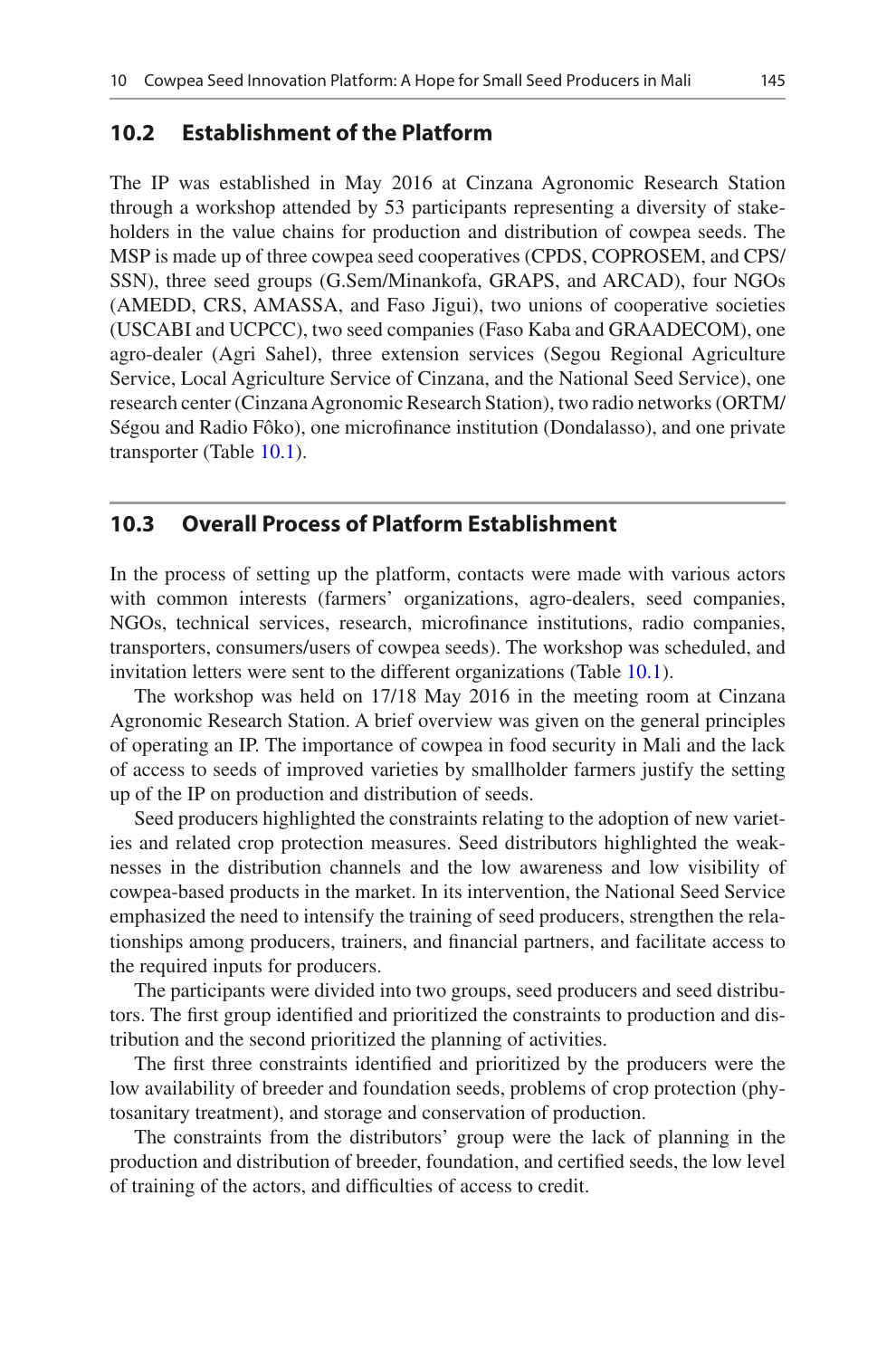## 10.2 Establishment of the Platform

The IP was established in May 2016 at Cinzana Agronomic Research Station through a workshop attended by 53 participants representing a diversity of stakeholders in the value chains for production and distribution of cowpea seeds. The MSP is made up of three cowpea seed cooperatives (CPDS, COPROSEM, and CPS/SSN), three seed groups (G.Sem/Minankofa, GRAPS, and ARCAD), four NGOs (AMEDD, CRS, AMASSA, and Faso Jigui), two unions of cooperative societies (USCABI and UCPCC), two seed companies (Faso Kaba and GRAADECOM), one agro-dealer (Agri Sahel), three extension services (Segou Regional Agriculture Service, Local Agriculture Service of Cinzana, and the National Seed Service), one research center (Cinzana Agronomic Research Station), two radio networks (ORTM/Ségou and Radio Fôko), one microfinance institution (Dondalasso), and one private transporter (Table 10.1).

## 10.3 Overall Process of Platform Establishment

In the process of setting up the platform, contacts were made with various actors with common interests (farmers' organizations, agro-dealers, seed companies, NGOs, technical services, research, microfinance institutions, radio companies, transporters, consumers/users of cowpea seeds). The workshop was scheduled, and invitation letters were sent to the different organizations (Table 10.1).

The workshop was held on 17/18 May 2016 in the meeting room at Cinzana Agronomic Research Station. A brief overview was given on the general principles of operating an IP. The importance of cowpea in food security in Mali and the lack of access to seeds of improved varieties by smallholder farmers justify the setting up of the IP on production and distribution of seeds.

Seed producers highlighted the constraints relating to the adoption of new varieties and related crop protection measures. Seed distributors highlighted the weaknesses in the distribution channels and the low awareness and low visibility of cowpea-based products in the market. In its intervention, the National Seed Service emphasized the need to intensify the training of seed producers, strengthen the relationships among producers, trainers, and financial partners, and facilitate access to the required inputs for producers.

The participants were divided into two groups, seed producers and seed distributors. The first group identified and prioritized the constraints to production and distribution and the second prioritized the planning of activities.

The first three constraints identified and prioritized by the producers were the low availability of breeder and foundation seeds, problems of crop protection (phytosanitary treatment), and storage and conservation of production.

The constraints from the distributors' group were the lack of planning in the production and distribution of breeder, foundation, and certified seeds, the low level of training of the actors, and difficulties of access to credit.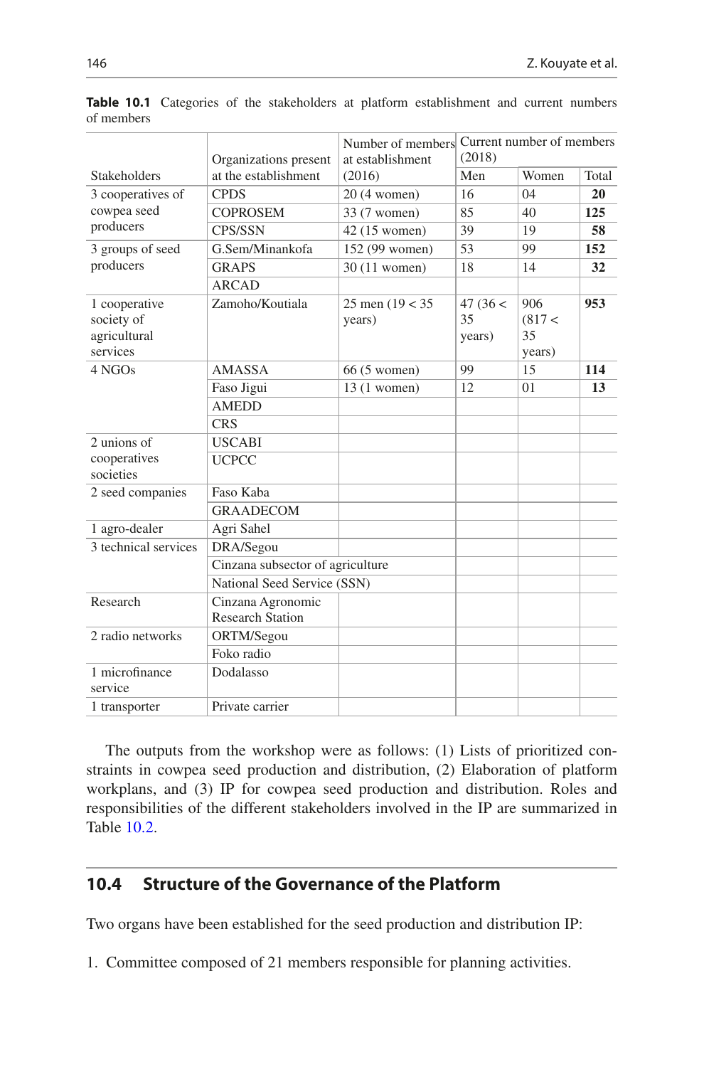**Table 10.1** Categories of the stakeholders at platform establishment and current numbers of members

| Stakeholders | Organizations present at the establishment | Number of members at establishment (2016) | Current number of members (2018) | | |
|---|---|---|---|---|---|
| | | | Men | Women | Total |
| 3 cooperatives of cowpea seed producers | CPDS | 20 (4 women) | 16 | 04 | **20** |
| | COPROSEM | 33 (7 women) | 85 | 40 | **125** |
| | CPS/SSN | 42 (15 women) | 39 | 19 | **58** |
| 3 groups of seed producers | G.Sem/Minankofa | 152 (99 women) | 53 | 99 | **152** |
| | GRAPS | 30 (11 women) | 18 | 14 | **32** |
| | ARCAD | | | | |
| 1 cooperative society of agricultural services | Zamoho/Koutiala | 25 men (19 < 35 years) | 47 (36 < 35 years) | 906 (817 < 35 years) | **953** |
| 4 NGOs | AMASSA | 66 (5 women) | 99 | 15 | **114** |
| | Faso Jigui | 13 (1 women) | 12 | 01 | **13** |
| | AMEDD | | | | |
| | CRS | | | | |
| 2 unions of cooperatives societies | USCABI | | | | |
| | UCPCC | | | | |
| 2 seed companies | Faso Kaba | | | | |
| | GRAADECOM | | | | |
| 1 agro-dealer | Agri Sahel | | | | |
| 3 technical services | DRA/Segou | | | | |
| | Cinzana subsector of agriculture | | | | |
| | National Seed Service (SSN) | | | | |
| Research | Cinzana Agronomic Research Station | | | | |
| 2 radio networks | ORTM/Segou | | | | |
| | Foko radio | | | | |
| 1 microfinance service | Dodalasso | | | | |
| 1 transporter | Private carrier | | | | |

The outputs from the workshop were as follows: (1) Lists of prioritized constraints in cowpea seed production and distribution, (2) Elaboration of platform workplans, and (3) IP for cowpea seed production and distribution. Roles and responsibilities of the different stakeholders involved in the IP are summarized in Table 10.2.

## 10.4 Structure of the Governance of the Platform

Two organs have been established for the seed production and distribution IP:

1. Committee composed of 21 members responsible for planning activities.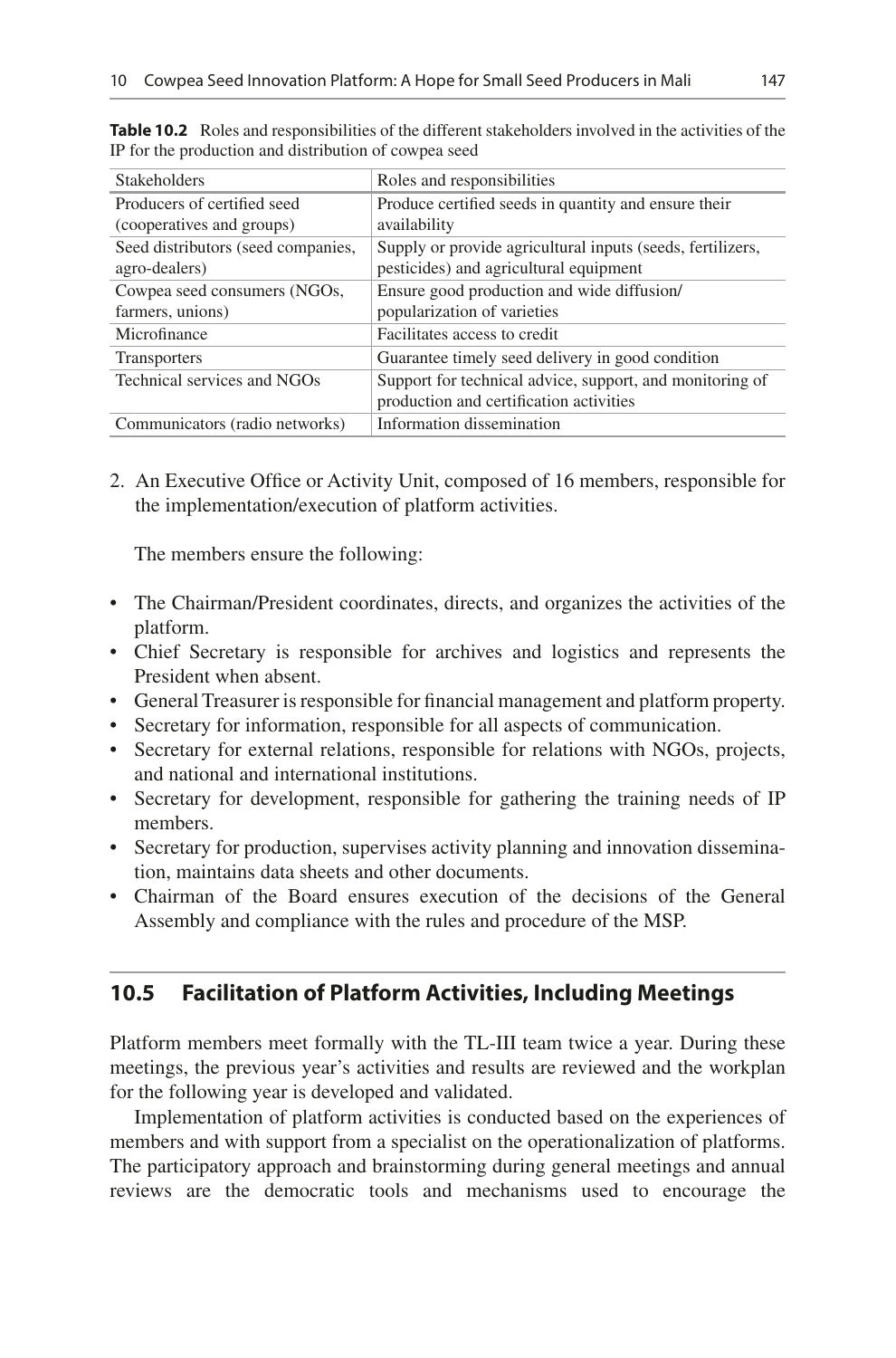**Table 10.2** Roles and responsibilities of the different stakeholders involved in the activities of the IP for the production and distribution of cowpea seed

| Stakeholders | Roles and responsibilities |
|---|---|
| Producers of certified seed (cooperatives and groups) | Produce certified seeds in quantity and ensure their availability |
| Seed distributors (seed companies, agro-dealers) | Supply or provide agricultural inputs (seeds, fertilizers, pesticides) and agricultural equipment |
| Cowpea seed consumers (NGOs, farmers, unions) | Ensure good production and wide diffusion/ popularization of varieties |
| Microfinance | Facilitates access to credit |
| Transporters | Guarantee timely seed delivery in good condition |
| Technical services and NGOs | Support for technical advice, support, and monitoring of production and certification activities |
| Communicators (radio networks) | Information dissemination |

2. An Executive Office or Activity Unit, composed of 16 members, responsible for the implementation/execution of platform activities.

   The members ensure the following:

- The Chairman/President coordinates, directs, and organizes the activities of the platform.
- Chief Secretary is responsible for archives and logistics and represents the President when absent.
- General Treasurer is responsible for financial management and platform property.
- Secretary for information, responsible for all aspects of communication.
- Secretary for external relations, responsible for relations with NGOs, projects, and national and international institutions.
- Secretary for development, responsible for gathering the training needs of IP members.
- Secretary for production, supervises activity planning and innovation dissemination, maintains data sheets and other documents.
- Chairman of the Board ensures execution of the decisions of the General Assembly and compliance with the rules and procedure of the MSP.

## 10.5 Facilitation of Platform Activities, Including Meetings

Platform members meet formally with the TL-III team twice a year. During these meetings, the previous year's activities and results are reviewed and the workplan for the following year is developed and validated.

Implementation of platform activities is conducted based on the experiences of members and with support from a specialist on the operationalization of platforms. The participatory approach and brainstorming during general meetings and annual reviews are the democratic tools and mechanisms used to encourage the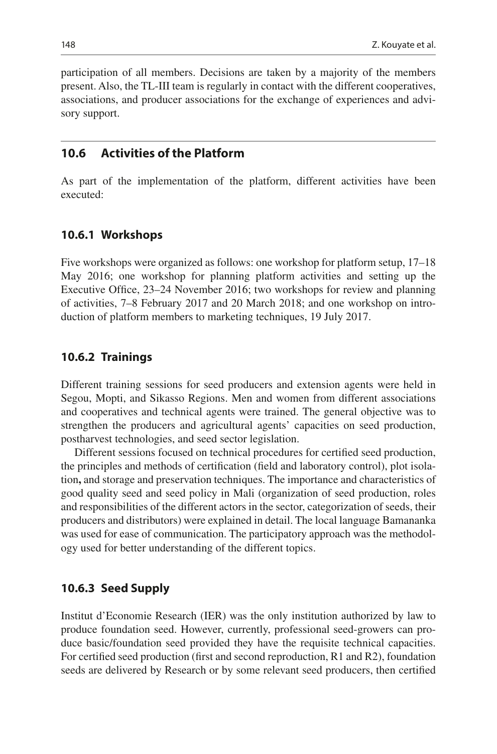participation of all members. Decisions are taken by a majority of the members present. Also, the TL-III team is regularly in contact with the different cooperatives, associations, and producer associations for the exchange of experiences and advisory support.

## 10.6 Activities of the Platform

As part of the implementation of the platform, different activities have been executed:

### 10.6.1 Workshops

Five workshops were organized as follows: one workshop for platform setup, 17–18 May 2016; one workshop for planning platform activities and setting up the Executive Office, 23–24 November 2016; two workshops for review and planning of activities, 7–8 February 2017 and 20 March 2018; and one workshop on introduction of platform members to marketing techniques, 19 July 2017.

### 10.6.2 Trainings

Different training sessions for seed producers and extension agents were held in Segou, Mopti, and Sikasso Regions. Men and women from different associations and cooperatives and technical agents were trained. The general objective was to strengthen the producers and agricultural agents' capacities on seed production, postharvest technologies, and seed sector legislation.

Different sessions focused on technical procedures for certified seed production, the principles and methods of certification (field and laboratory control), plot isolation**,** and storage and preservation techniques. The importance and characteristics of good quality seed and seed policy in Mali (organization of seed production, roles and responsibilities of the different actors in the sector, categorization of seeds, their producers and distributors) were explained in detail. The local language Bamananka was used for ease of communication. The participatory approach was the methodology used for better understanding of the different topics.

### 10.6.3 Seed Supply

Institut d'Economie Research (IER) was the only institution authorized by law to produce foundation seed. However, currently, professional seed-growers can produce basic/foundation seed provided they have the requisite technical capacities. For certified seed production (first and second reproduction, R1 and R2), foundation seeds are delivered by Research or by some relevant seed producers, then certified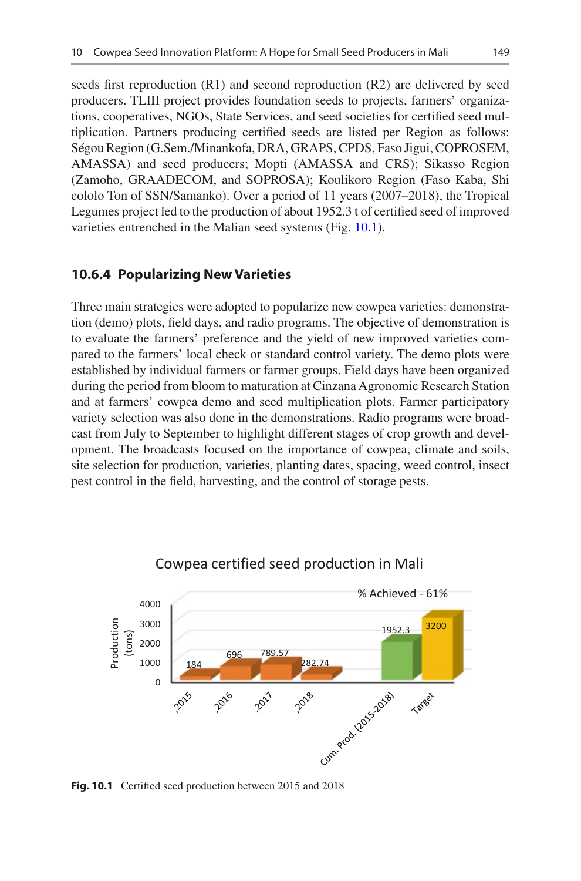seeds first reproduction (R1) and second reproduction (R2) are delivered by seed producers. TLIII project provides foundation seeds to projects, farmers' organizations, cooperatives, NGOs, State Services, and seed societies for certified seed multiplication. Partners producing certified seeds are listed per Region as follows: Ségou Region (G.Sem./Minankofa, DRA, GRAPS, CPDS, Faso Jigui, COPROSEM, AMASSA) and seed producers; Mopti (AMASSA and CRS); Sikasso Region (Zamoho, GRAADECOM, and SOPROSA); Koulikoro Region (Faso Kaba, Shi cololo Ton of SSN/Samanko). Over a period of 11 years (2007–2018), the Tropical Legumes project led to the production of about 1952.3 t of certified seed of improved varieties entrenched in the Malian seed systems (Fig. 10.1).

### 10.6.4 Popularizing New Varieties

Three main strategies were adopted to popularize new cowpea varieties: demonstration (demo) plots, field days, and radio programs. The objective of demonstration is to evaluate the farmers' preference and the yield of new improved varieties compared to the farmers' local check or standard control variety. The demo plots were established by individual farmers or farmer groups. Field days have been organized during the period from bloom to maturation at Cinzana Agronomic Research Station and at farmers' cowpea demo and seed multiplication plots. Farmer participatory variety selection was also done in the demonstrations. Radio programs were broadcast from July to September to highlight different stages of crop growth and development. The broadcasts focused on the importance of cowpea, climate and soils, site selection for production, varieties, planting dates, spacing, weed control, insect pest control in the field, harvesting, and the control of storage pests.

**Fig. 10.1** Certified seed production between 2015 and 2018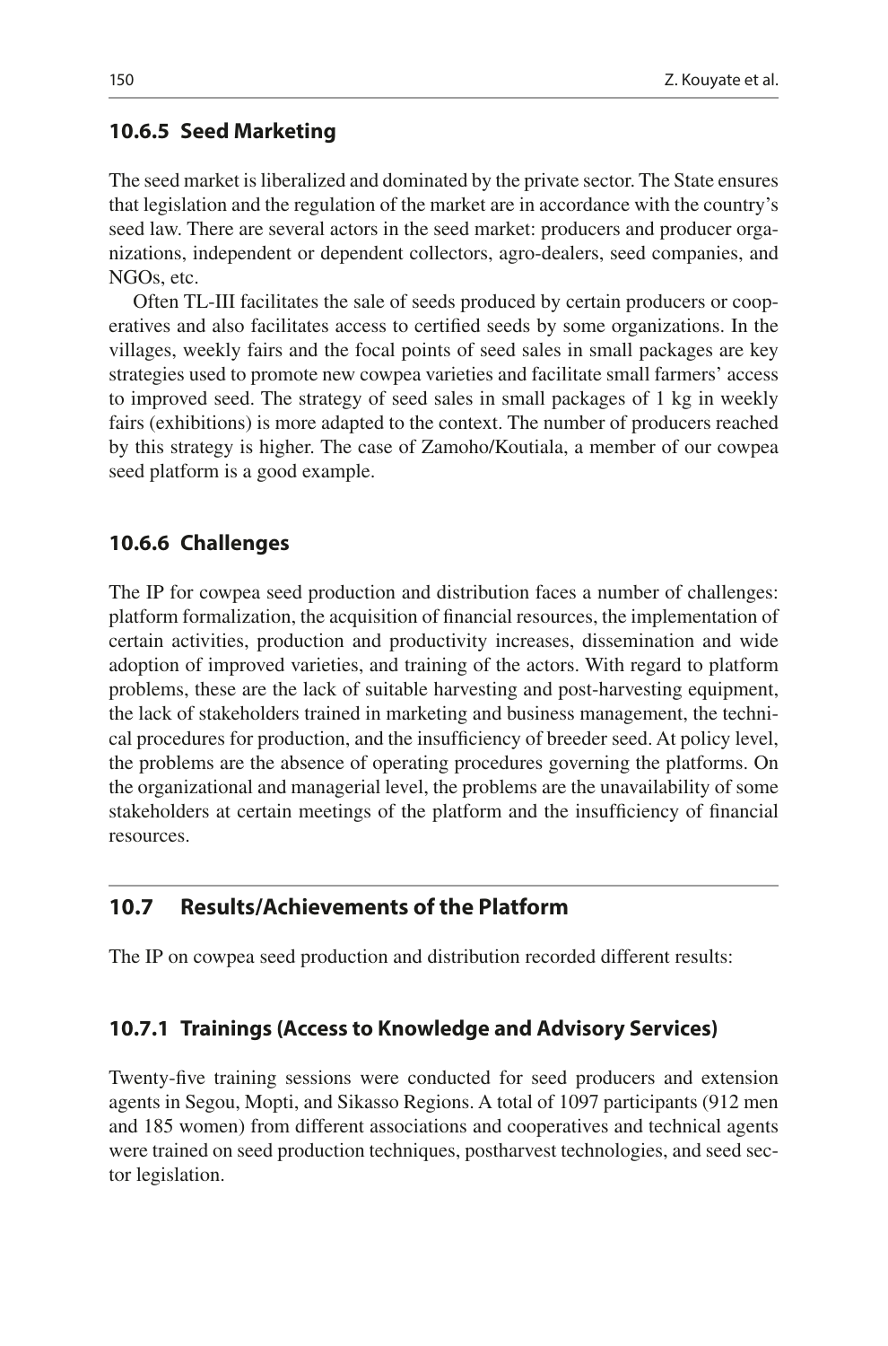### 10.6.5 Seed Marketing

The seed market is liberalized and dominated by the private sector. The State ensures that legislation and the regulation of the market are in accordance with the country's seed law. There are several actors in the seed market: producers and producer organizations, independent or dependent collectors, agro-dealers, seed companies, and NGOs, etc.

Often TL-III facilitates the sale of seeds produced by certain producers or cooperatives and also facilitates access to certified seeds by some organizations. In the villages, weekly fairs and the focal points of seed sales in small packages are key strategies used to promote new cowpea varieties and facilitate small farmers' access to improved seed. The strategy of seed sales in small packages of 1 kg in weekly fairs (exhibitions) is more adapted to the context. The number of producers reached by this strategy is higher. The case of Zamoho/Koutiala, a member of our cowpea seed platform is a good example.

### 10.6.6 Challenges

The IP for cowpea seed production and distribution faces a number of challenges: platform formalization, the acquisition of financial resources, the implementation of certain activities, production and productivity increases, dissemination and wide adoption of improved varieties, and training of the actors. With regard to platform problems, these are the lack of suitable harvesting and post-harvesting equipment, the lack of stakeholders trained in marketing and business management, the technical procedures for production, and the insufficiency of breeder seed. At policy level, the problems are the absence of operating procedures governing the platforms. On the organizational and managerial level, the problems are the unavailability of some stakeholders at certain meetings of the platform and the insufficiency of financial resources.

## 10.7 Results/Achievements of the Platform

The IP on cowpea seed production and distribution recorded different results:

### 10.7.1 Trainings (Access to Knowledge and Advisory Services)

Twenty-five training sessions were conducted for seed producers and extension agents in Segou, Mopti, and Sikasso Regions. A total of 1097 participants (912 men and 185 women) from different associations and cooperatives and technical agents were trained on seed production techniques, postharvest technologies, and seed sector legislation.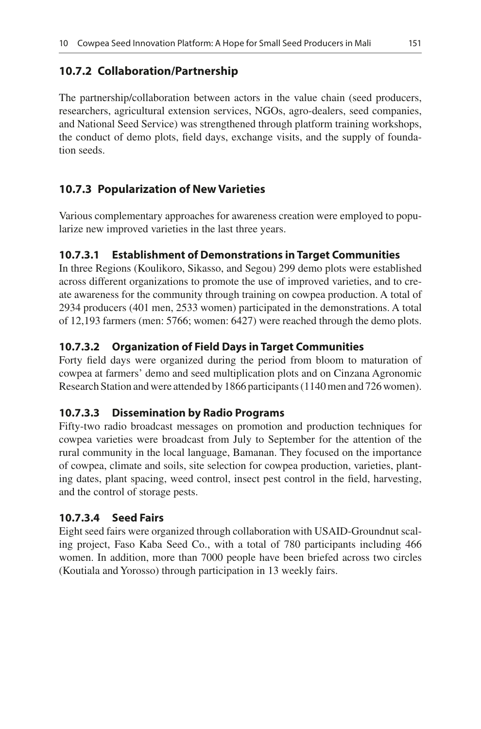### 10.7.2 Collaboration/Partnership

The partnership/collaboration between actors in the value chain (seed producers, researchers, agricultural extension services, NGOs, agro-dealers, seed companies, and National Seed Service) was strengthened through platform training workshops, the conduct of demo plots, field days, exchange visits, and the supply of foundation seeds.

### 10.7.3 Popularization of New Varieties

Various complementary approaches for awareness creation were employed to popularize new improved varieties in the last three years.

#### 10.7.3.1 Establishment of Demonstrations in Target Communities

In three Regions (Koulikoro, Sikasso, and Segou) 299 demo plots were established across different organizations to promote the use of improved varieties, and to create awareness for the community through training on cowpea production. A total of 2934 producers (401 men, 2533 women) participated in the demonstrations. A total of 12,193 farmers (men: 5766; women: 6427) were reached through the demo plots.

#### 10.7.3.2 Organization of Field Days in Target Communities

Forty field days were organized during the period from bloom to maturation of cowpea at farmers' demo and seed multiplication plots and on Cinzana Agronomic Research Station and were attended by 1866 participants (1140 men and 726 women).

#### 10.7.3.3 Dissemination by Radio Programs

Fifty-two radio broadcast messages on promotion and production techniques for cowpea varieties were broadcast from July to September for the attention of the rural community in the local language, Bamanan. They focused on the importance of cowpea, climate and soils, site selection for cowpea production, varieties, planting dates, plant spacing, weed control, insect pest control in the field, harvesting, and the control of storage pests.

#### 10.7.3.4 Seed Fairs

Eight seed fairs were organized through collaboration with USAID-Groundnut scaling project, Faso Kaba Seed Co., with a total of 780 participants including 466 women. In addition, more than 7000 people have been briefed across two circles (Koutiala and Yorosso) through participation in 13 weekly fairs.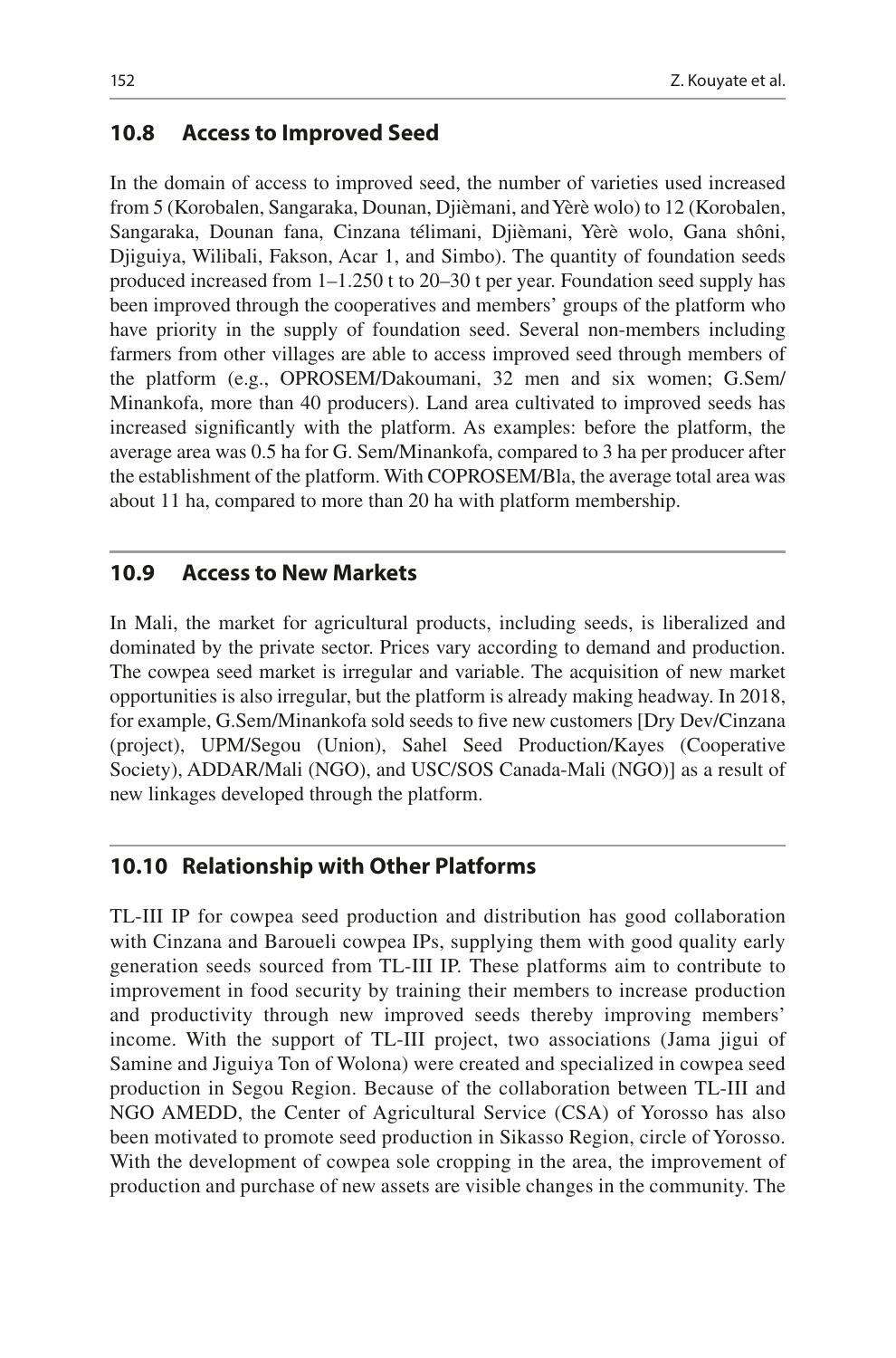## 10.8 Access to Improved Seed

In the domain of access to improved seed, the number of varieties used increased from 5 (Korobalen, Sangaraka, Dounan, Djièmani, and Yèrè wolo) to 12 (Korobalen, Sangaraka, Dounan fana, Cinzana télimani, Djièmani, Yèrè wolo, Gana shôni, Djiguiya, Wilibali, Fakson, Acar 1, and Simbo). The quantity of foundation seeds produced increased from 1–1.250 t to 20–30 t per year. Foundation seed supply has been improved through the cooperatives and members' groups of the platform who have priority in the supply of foundation seed. Several non-members including farmers from other villages are able to access improved seed through members of the platform (e.g., OPROSEM/Dakoumani, 32 men and six women; G.Sem/Minankofa, more than 40 producers). Land area cultivated to improved seeds has increased significantly with the platform. As examples: before the platform, the average area was 0.5 ha for G. Sem/Minankofa, compared to 3 ha per producer after the establishment of the platform. With COPROSEM/Bla, the average total area was about 11 ha, compared to more than 20 ha with platform membership.

## 10.9 Access to New Markets

In Mali, the market for agricultural products, including seeds, is liberalized and dominated by the private sector. Prices vary according to demand and production. The cowpea seed market is irregular and variable. The acquisition of new market opportunities is also irregular, but the platform is already making headway. In 2018, for example, G.Sem/Minankofa sold seeds to five new customers [Dry Dev/Cinzana (project), UPM/Segou (Union), Sahel Seed Production/Kayes (Cooperative Society), ADDAR/Mali (NGO), and USC/SOS Canada-Mali (NGO)] as a result of new linkages developed through the platform.

## 10.10 Relationship with Other Platforms

TL-III IP for cowpea seed production and distribution has good collaboration with Cinzana and Baroueli cowpea IPs, supplying them with good quality early generation seeds sourced from TL-III IP. These platforms aim to contribute to improvement in food security by training their members to increase production and productivity through new improved seeds thereby improving members' income. With the support of TL-III project, two associations (Jama jigui of Samine and Jiguiya Ton of Wolona) were created and specialized in cowpea seed production in Segou Region. Because of the collaboration between TL-III and NGO AMEDD, the Center of Agricultural Service (CSA) of Yorosso has also been motivated to promote seed production in Sikasso Region, circle of Yorosso. With the development of cowpea sole cropping in the area, the improvement of production and purchase of new assets are visible changes in the community. The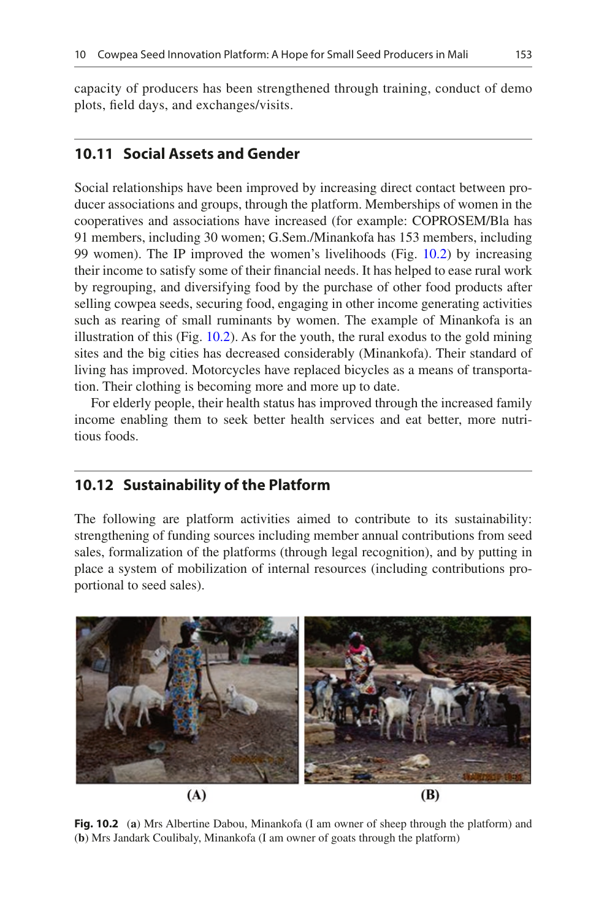capacity of producers has been strengthened through training, conduct of demo plots, field days, and exchanges/visits.

## 10.11 Social Assets and Gender

Social relationships have been improved by increasing direct contact between producer associations and groups, through the platform. Memberships of women in the cooperatives and associations have increased (for example: COPROSEM/Bla has 91 members, including 30 women; G.Sem./Minankofa has 153 members, including 99 women). The IP improved the women's livelihoods (Fig. 10.2) by increasing their income to satisfy some of their financial needs. It has helped to ease rural work by regrouping, and diversifying food by the purchase of other food products after selling cowpea seeds, securing food, engaging in other income generating activities such as rearing of small ruminants by women. The example of Minankofa is an illustration of this (Fig. 10.2). As for the youth, the rural exodus to the gold mining sites and the big cities has decreased considerably (Minankofa). Their standard of living has improved. Motorcycles have replaced bicycles as a means of transportation. Their clothing is becoming more and more up to date.

For elderly people, their health status has improved through the increased family income enabling them to seek better health services and eat better, more nutritious foods.

## 10.12 Sustainability of the Platform

The following are platform activities aimed to contribute to its sustainability: strengthening of funding sources including member annual contributions from seed sales, formalization of the platforms (through legal recognition), and by putting in place a system of mobilization of internal resources (including contributions proportional to seed sales).

(A) (B)

**Fig. 10.2** (**a**) Mrs Albertine Dabou, Minankofa (I am owner of sheep through the platform) and (**b**) Mrs Jandark Coulibaly, Minankofa (I am owner of goats through the platform)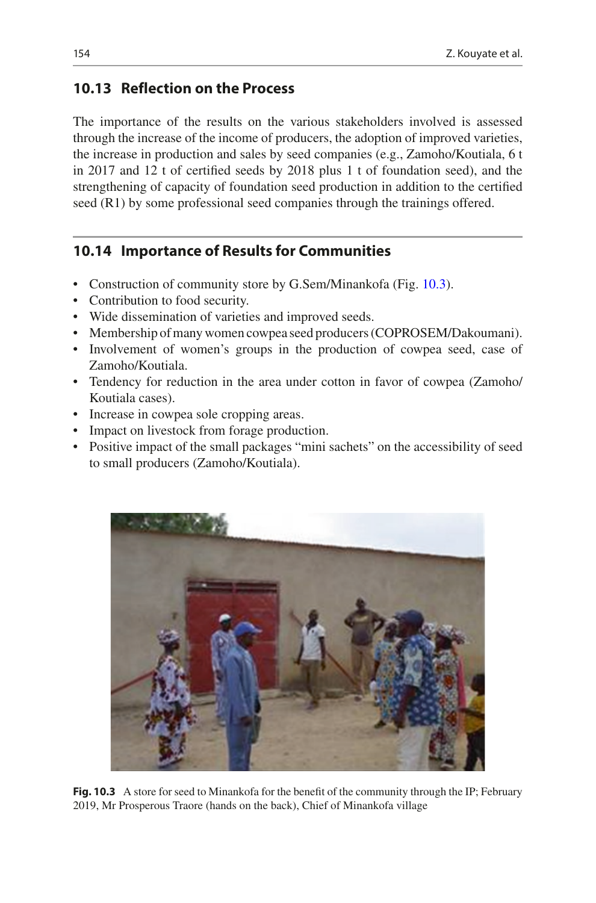## 10.13 Reflection on the Process

The importance of the results on the various stakeholders involved is assessed through the increase of the income of producers, the adoption of improved varieties, the increase in production and sales by seed companies (e.g., Zamoho/Koutiala, 6 t in 2017 and 12 t of certified seeds by 2018 plus 1 t of foundation seed), and the strengthening of capacity of foundation seed production in addition to the certified seed (R1) by some professional seed companies through the trainings offered.

## 10.14 Importance of Results for Communities

- Construction of community store by G.Sem/Minankofa (Fig. 10.3).
- Contribution to food security.
- Wide dissemination of varieties and improved seeds.
- Membership of many women cowpea seed producers (COPROSEM/Dakoumani).
- Involvement of women's groups in the production of cowpea seed, case of Zamoho/Koutiala.
- Tendency for reduction in the area under cotton in favor of cowpea (Zamoho/Koutiala cases).
- Increase in cowpea sole cropping areas.
- Impact on livestock from forage production.
- Positive impact of the small packages "mini sachets" on the accessibility of seed to small producers (Zamoho/Koutiala).

**Fig. 10.3** A store for seed to Minankofa for the benefit of the community through the IP; February 2019, Mr Prosperous Traore (hands on the back), Chief of Minankofa village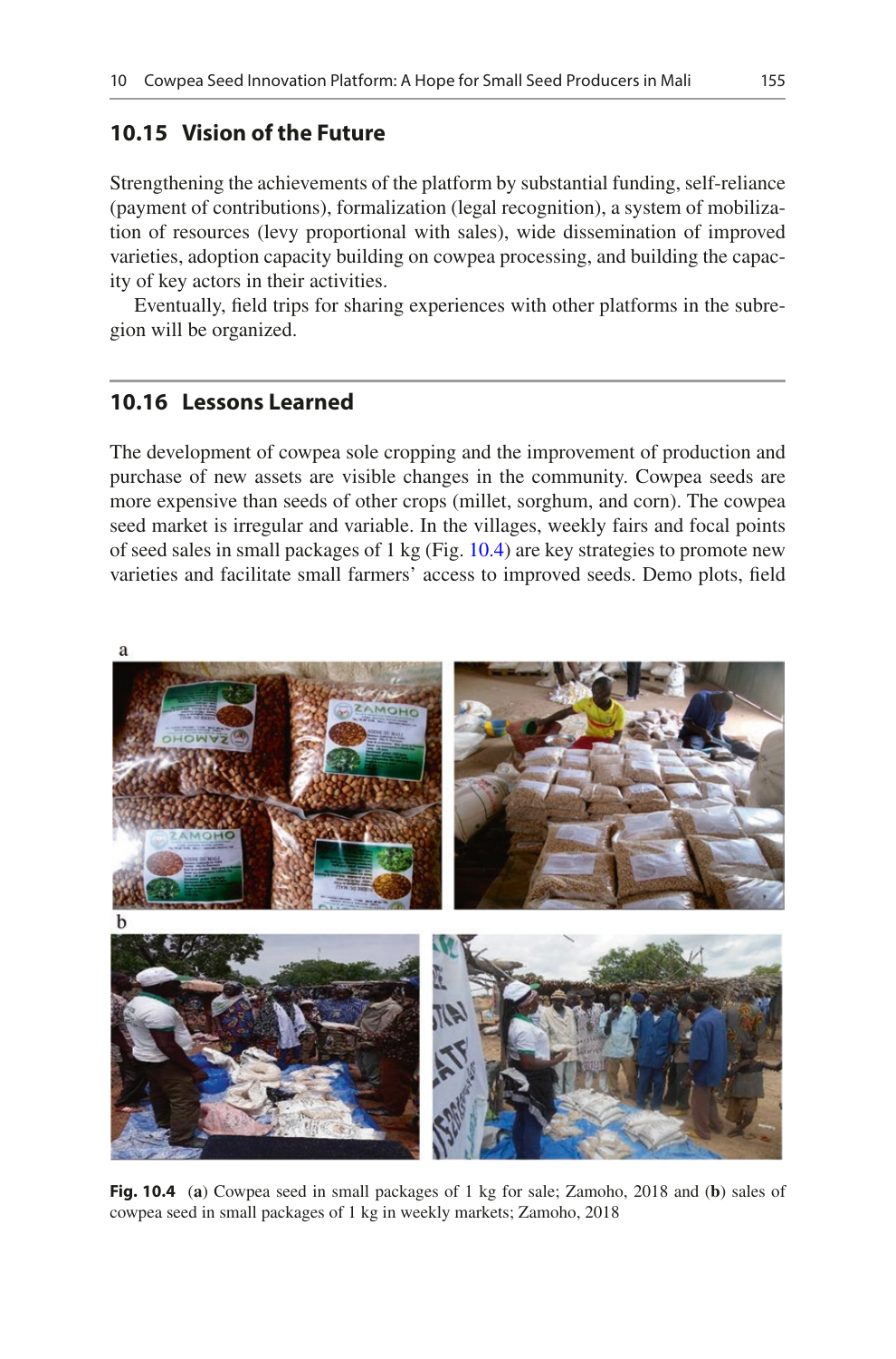## 10.15 Vision of the Future

Strengthening the achievements of the platform by substantial funding, self-reliance (payment of contributions), formalization (legal recognition), a system of mobilization of resources (levy proportional with sales), wide dissemination of improved varieties, adoption capacity building on cowpea processing, and building the capacity of key actors in their activities.

Eventually, field trips for sharing experiences with other platforms in the subregion will be organized.

## 10.16 Lessons Learned

The development of cowpea sole cropping and the improvement of production and purchase of new assets are visible changes in the community. Cowpea seeds are more expensive than seeds of other crops (millet, sorghum, and corn). The cowpea seed market is irregular and variable. In the villages, weekly fairs and focal points of seed sales in small packages of 1 kg (Fig. 10.4) are key strategies to promote new varieties and facilitate small farmers' access to improved seeds. Demo plots, field

**Fig. 10.4** (**a**) Cowpea seed in small packages of 1 kg for sale; Zamoho, 2018 and (**b**) sales of cowpea seed in small packages of 1 kg in weekly markets; Zamoho, 2018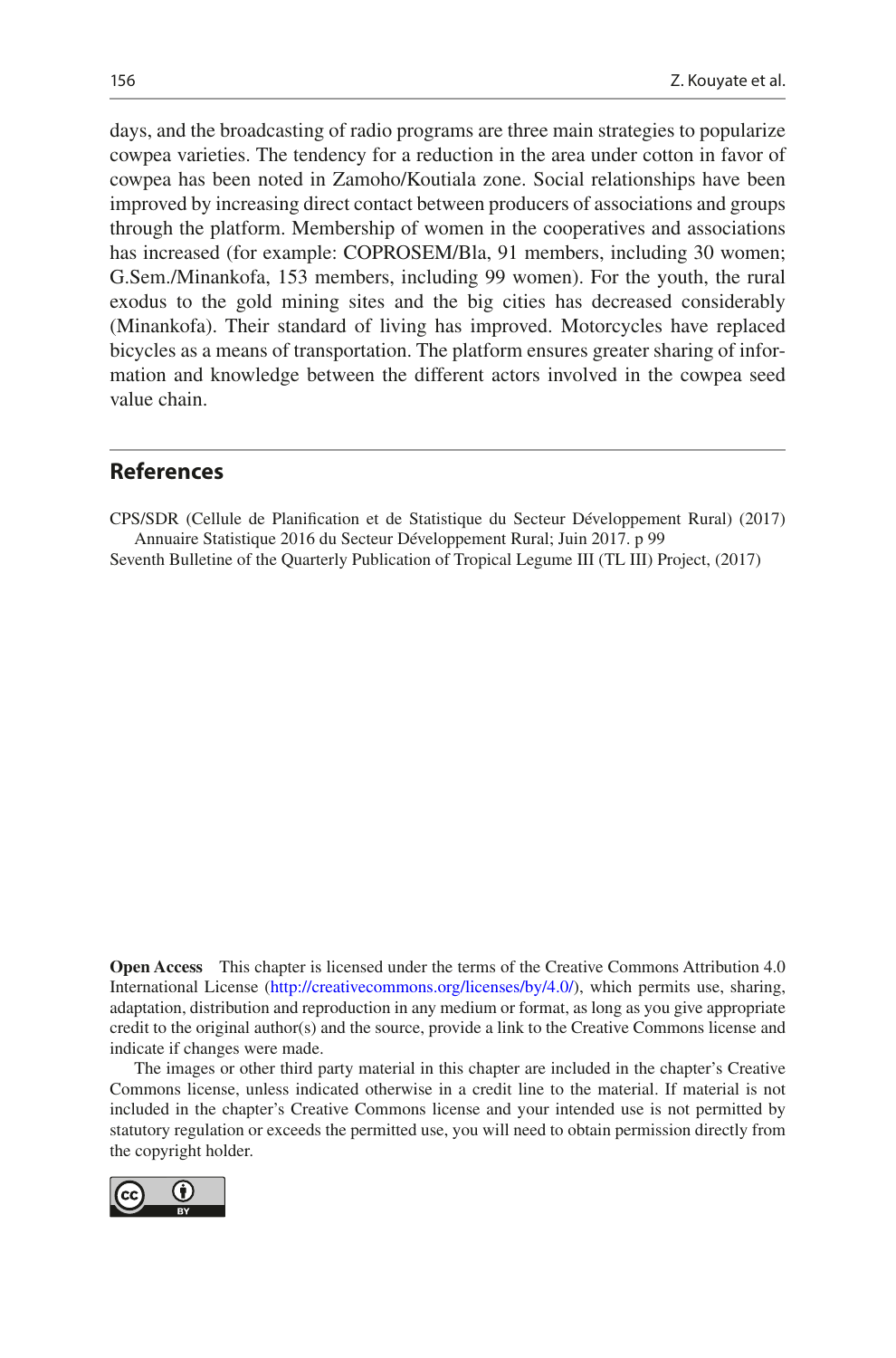days, and the broadcasting of radio programs are three main strategies to popularize cowpea varieties. The tendency for a reduction in the area under cotton in favor of cowpea has been noted in Zamoho/Koutiala zone. Social relationships have been improved by increasing direct contact between producers of associations and groups through the platform. Membership of women in the cooperatives and associations has increased (for example: COPROSEM/Bla, 91 members, including 30 women; G.Sem./Minankofa, 153 members, including 99 women). For the youth, the rural exodus to the gold mining sites and the big cities has decreased considerably (Minankofa). Their standard of living has improved. Motorcycles have replaced bicycles as a means of transportation. The platform ensures greater sharing of information and knowledge between the different actors involved in the cowpea seed value chain.

## References

CPS/SDR (Cellule de Planification et de Statistique du Secteur Développement Rural) (2017) Annuaire Statistique 2016 du Secteur Développement Rural; Juin 2017. p 99

Seventh Bulletine of the Quarterly Publication of Tropical Legume III (TL III) Project, (2017)

**Open Access** This chapter is licensed under the terms of the Creative Commons Attribution 4.0 International License (http://creativecommons.org/licenses/by/4.0/), which permits use, sharing, adaptation, distribution and reproduction in any medium or format, as long as you give appropriate credit to the original author(s) and the source, provide a link to the Creative Commons license and indicate if changes were made.

The images or other third party material in this chapter are included in the chapter's Creative Commons license, unless indicated otherwise in a credit line to the material. If material is not included in the chapter's Creative Commons license and your intended use is not permitted by statutory regulation or exceeds the permitted use, you will need to obtain permission directly from the copyright holder.